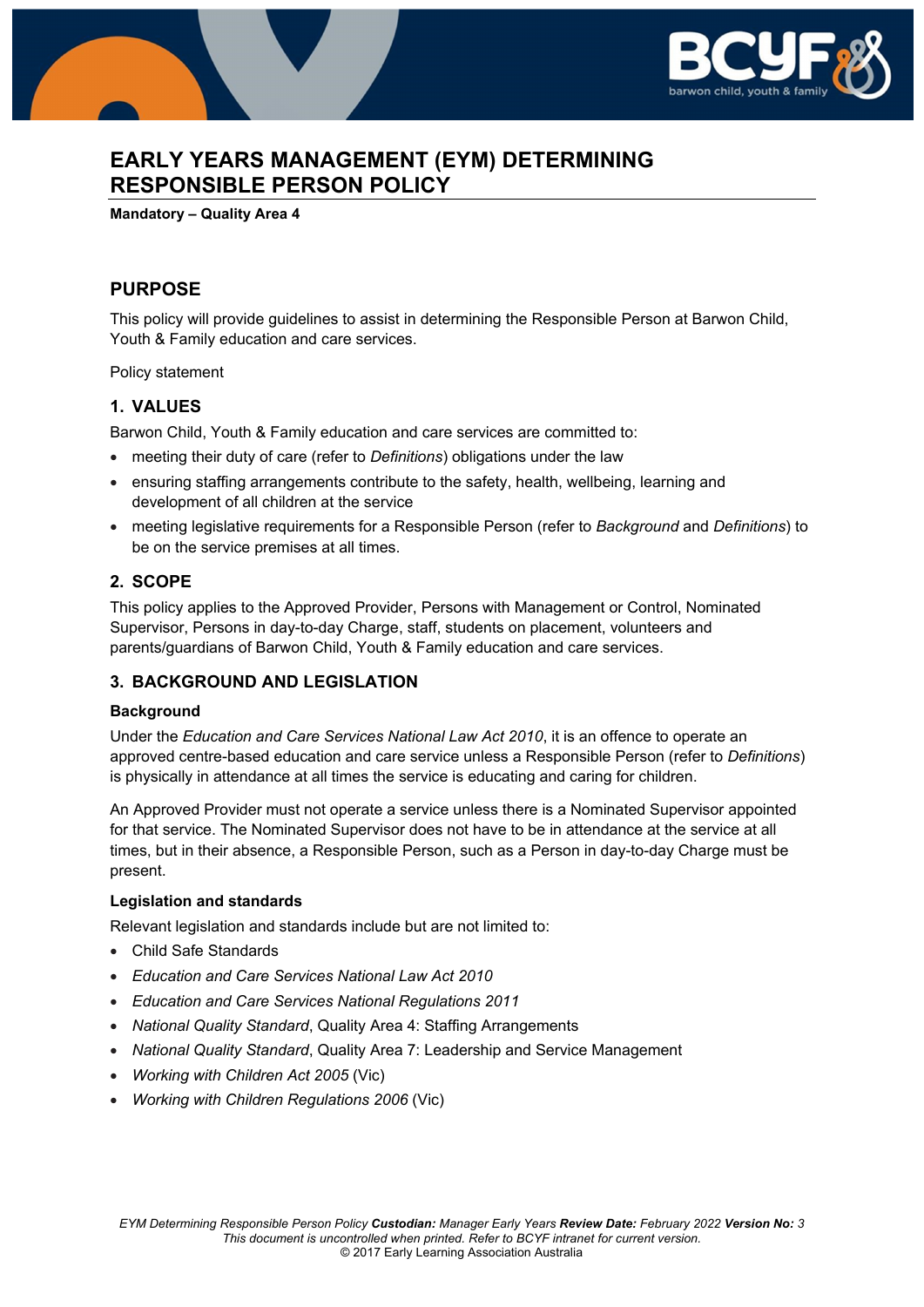# EARLY YEARS MANAGEMENT (EYM) DETERMINING RESPONSIBLE PERSON POLICY

**Mandatory – Quality Area 4**

## PURPOSE

This policy will provide guidelines to assist in determining the Responsible Person at Barwon Child, Youth & Family education and care services.

Policy statement

## 1. VALUES

Barwon Child, Youth & Family education and care services are committed to:

- meeting their duty of care (refer to *Definitions*) obligations under the law
- ensuring staffing arrangements contribute to the safety, health, wellbeing, learning and development of all children at the service
- meeting legislative requirements for a Responsible Person (refer to *Background* and *Definitions*) to be on the service premises at all times.

## 2. SCOPE

This policy applies to the Approved Provider, Persons with Management or Control, Nominated Supervisor, Persons in day-to-day Charge, staff, students on placement, volunteers and parents/guardians of Barwon Child, Youth & Family education and care services.

## 3. BACKGROUND AND LEGISLATION

### Background

Under the *Education and Care Services National Law Act 2010*, it is an offence to operate an approved centre-based education and care service unless a Responsible Person (refer to *Definitions*) is physically in attendance at all times the service is educating and caring for children.

An Approved Provider must not operate a service unless there is a Nominated Supervisor appointed for that service. The Nominated Supervisor does not have to be in attendance at the service at all times, but in their absence, a Responsible Person, such as a Person in day-to-day Charge must be present.

### Legislation and standards

Relevant legislation and standards include but are not limited to:

- Child Safe Standards
- *Education and Care Services National Law Act 2010*
- *Education and Care Services National Regulations 2011*
- *National Quality Standard*, Quality Area 4: Staffing Arrangements
- *National Quality Standard*, Quality Area 7: Leadership and Service Management
- *Working with Children Act 2005* (Vic)
- *Working with Children Regulations 2006* (Vic)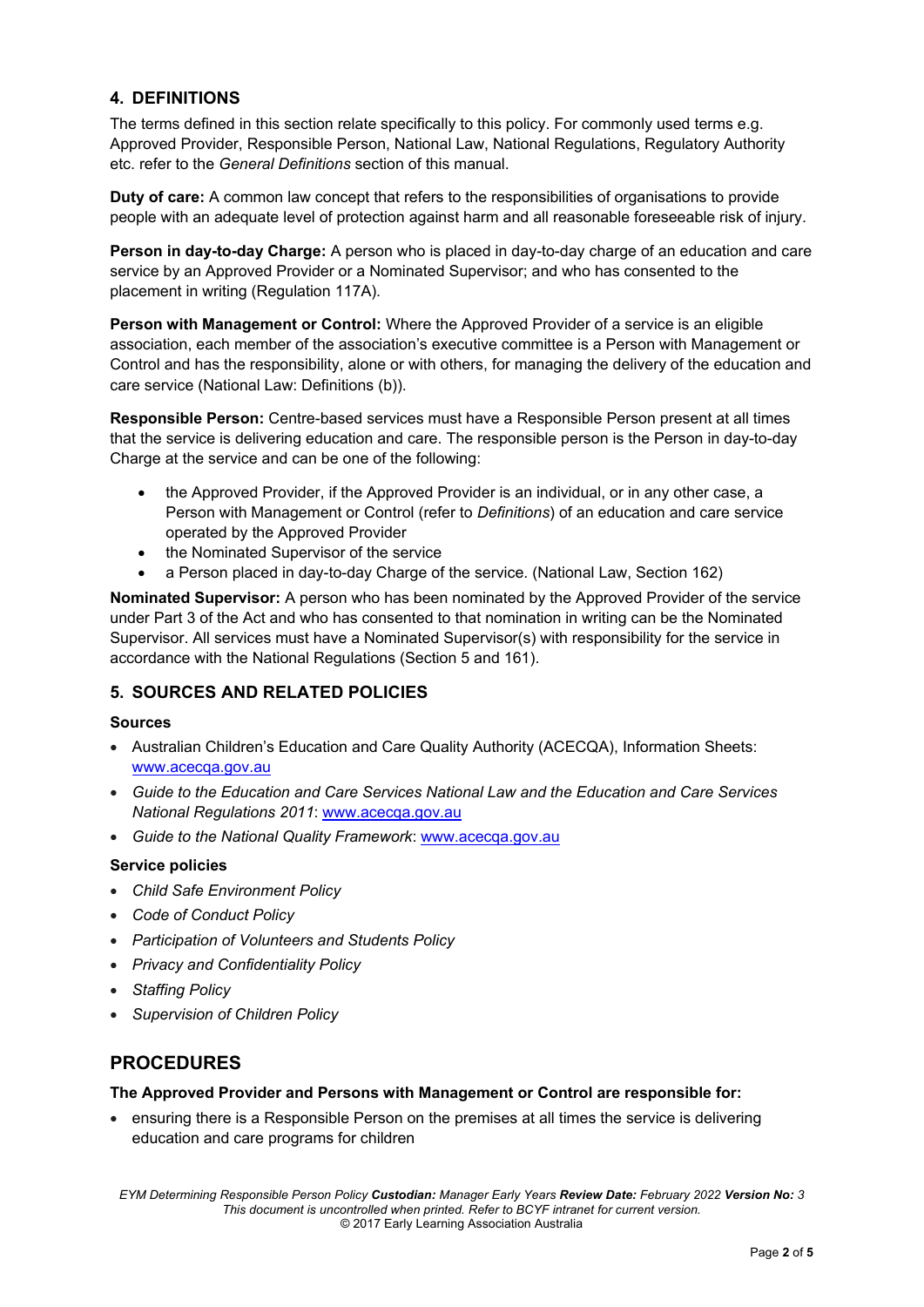## 4. DEFINITIONS

The terms defined in this section relate specifically to this policy. For commonly used terms e.g. Approved Provider, Responsible Person, National Law, National Regulations, Regulatory Authority etc. refer to the *General Definitions* section of this manual.

**Duty of care:** A common law concept that refers to the responsibilities of organisations to provide people with an adequate level of protection against harm and all reasonable foreseeable risk of injury.

**Person in day-to-day Charge:** A person who is placed in day-to-day charge of an education and care service by an Approved Provider or a Nominated Supervisor; and who has consented to the placement in writing (Regulation 117A).

**Person with Management or Control:** Where the Approved Provider of a service is an eligible association, each member of the association's executive committee is a Person with Management or Control and has the responsibility, alone or with others, for managing the delivery of the education and care service (National Law: Definitions (b)).

**Responsible Person:** Centre-based services must have a Responsible Person present at all times that the service is delivering education and care. The responsible person is the Person in day-to-day Charge at the service and can be one of the following:

- the Approved Provider, if the Approved Provider is an individual, or in any other case, a Person with Management or Control (refer to *Definitions*) of an education and care service operated by the Approved Provider
- the Nominated Supervisor of the service
- a Person placed in day-to-day Charge of the service. (National Law, Section 162)

**Nominated Supervisor:** A person who has been nominated by the Approved Provider of the service under Part 3 of the Act and who has consented to that nomination in writing can be the Nominated Supervisor. All services must have a Nominated Supervisor(s) with responsibility for the service in accordance with the National Regulations (Section 5 and 161).

## 5. SOURCES AND RELATED POLICIES

### Sources

- Australian Children's Education and Care Quality Authority (ACECQA), Information Sheets: www.acecqa.gov.au
- *Guide to the Education and Care Services National Law and the Education and Care Services National Regulations 2011*: www.acecqa.gov.au
- *Guide to the National Quality Framework*: www.acecqa.gov.au

### Service policies

- *Child Safe Environment Policy*
- *Code of Conduct Policy*
- *Participation of Volunteers and Students Policy*
- *Privacy and Confidentiality Policy*
- *Staffing Policy*
- *Supervision of Children Policy*

# PROCEDURES

**The Approved Provider and Persons with Management or Control are responsible for:**

- ensuring there is a Responsible Person on the premises at all times the service is delivering education and care programs for children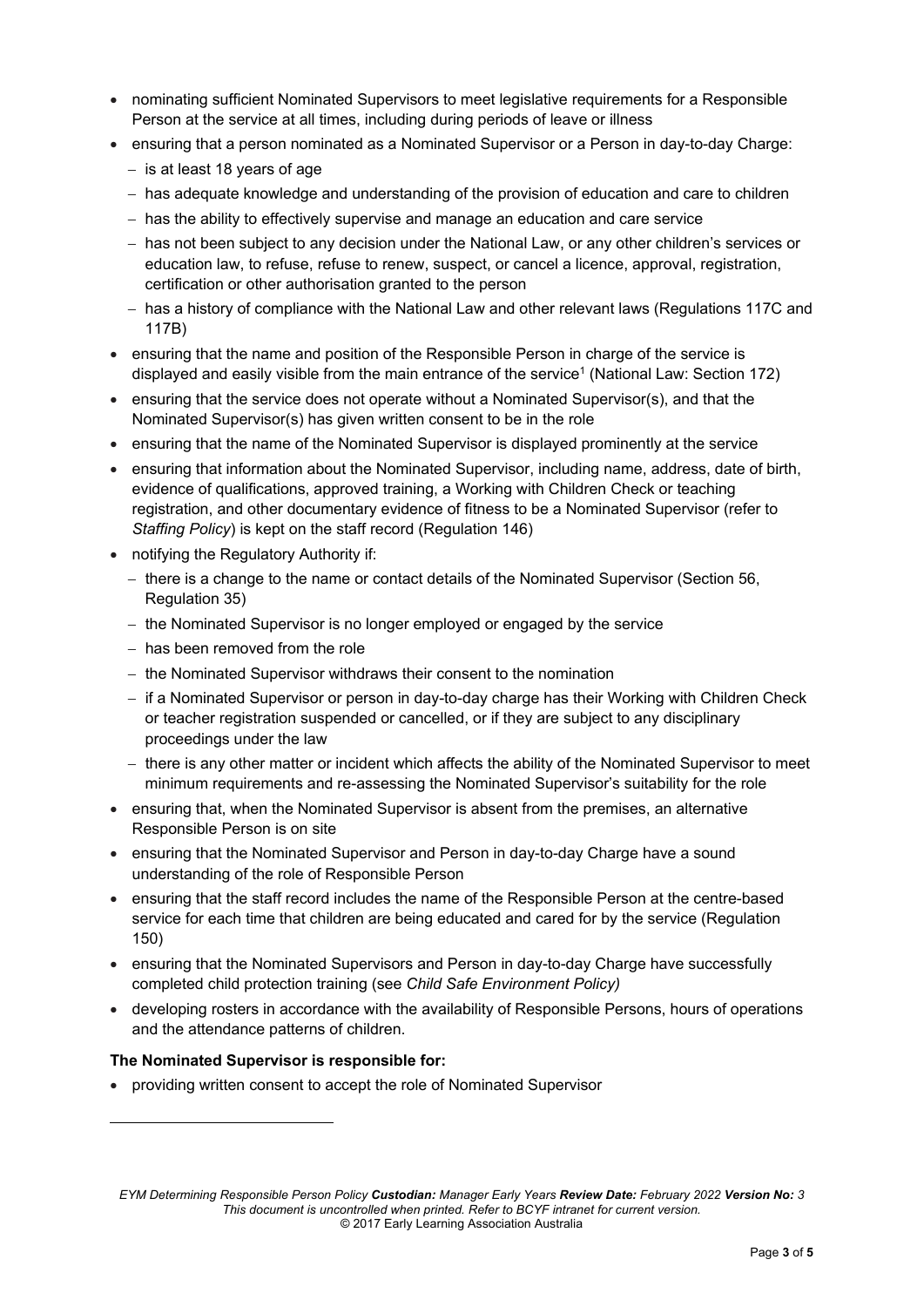- nominating sufficient Nominated Supervisors to meet legislative requirements for a Responsible Person at the service at all times, including during periods of leave or illness
- ensuring that a person nominated as a Nominated Supervisor or a Person in day-to-day Charge:
  - is at least 18 years of age
  - has adequate knowledge and understanding of the provision of education and care to children
  - has the ability to effectively supervise and manage an education and care service
  - has not been subject to any decision under the National Law, or any other children's services or education law, to refuse, refuse to renew, suspect, or cancel a licence, approval, registration, certification or other authorisation granted to the person
  - has a history of compliance with the National Law and other relevant laws (Regulations 117C and 117B)
- ensuring that the name and position of the Responsible Person in charge of the service is displayed and easily visible from the main entrance of the service[1] (National Law: Section 172)
- ensuring that the service does not operate without a Nominated Supervisor(s), and that the Nominated Supervisor(s) has given written consent to be in the role
- ensuring that the name of the Nominated Supervisor is displayed prominently at the service
- ensuring that information about the Nominated Supervisor, including name, address, date of birth, evidence of qualifications, approved training, a Working with Children Check or teaching registration, and other documentary evidence of fitness to be a Nominated Supervisor (refer to *Staffing Policy*) is kept on the staff record (Regulation 146)
- notifying the Regulatory Authority if:
  - there is a change to the name or contact details of the Nominated Supervisor (Section 56, Regulation 35)
  - the Nominated Supervisor is no longer employed or engaged by the service
  - has been removed from the role
  - the Nominated Supervisor withdraws their consent to the nomination
  - if a Nominated Supervisor or person in day-to-day charge has their Working with Children Check or teacher registration suspended or cancelled, or if they are subject to any disciplinary proceedings under the law
  - there is any other matter or incident which affects the ability of the Nominated Supervisor to meet minimum requirements and re-assessing the Nominated Supervisor's suitability for the role
- ensuring that, when the Nominated Supervisor is absent from the premises, an alternative Responsible Person is on site
- ensuring that the Nominated Supervisor and Person in day-to-day Charge have a sound understanding of the role of Responsible Person
- ensuring that the staff record includes the name of the Responsible Person at the centre-based service for each time that children are being educated and cared for by the service (Regulation 150)
- ensuring that the Nominated Supervisors and Person in day-to-day Charge have successfully completed child protection training (see *Child Safe Environment Policy)*
- developing rosters in accordance with the availability of Responsible Persons, hours of operations and the attendance patterns of children.

**The Nominated Supervisor is responsible for:**

- providing written consent to accept the role of Nominated Supervisor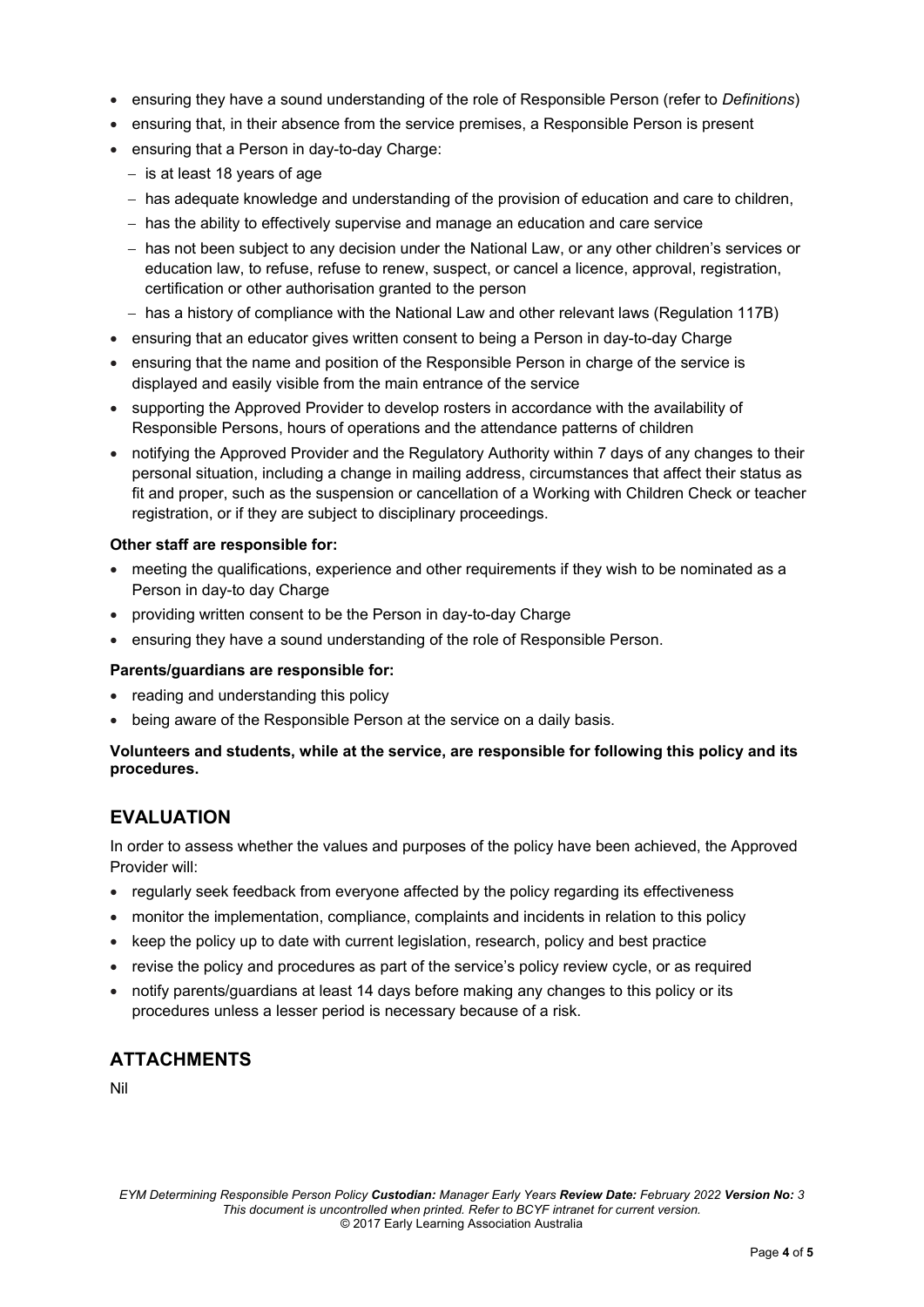- ensuring they have a sound understanding of the role of Responsible Person (refer to *Definitions*)
- ensuring that, in their absence from the service premises, a Responsible Person is present
- ensuring that a Person in day-to-day Charge:
  - is at least 18 years of age
  - has adequate knowledge and understanding of the provision of education and care to children,
  - has the ability to effectively supervise and manage an education and care service
  - has not been subject to any decision under the National Law, or any other children's services or education law, to refuse, refuse to renew, suspect, or cancel a licence, approval, registration, certification or other authorisation granted to the person
  - has a history of compliance with the National Law and other relevant laws (Regulation 117B)
- ensuring that an educator gives written consent to being a Person in day-to-day Charge
- ensuring that the name and position of the Responsible Person in charge of the service is displayed and easily visible from the main entrance of the service
- supporting the Approved Provider to develop rosters in accordance with the availability of Responsible Persons, hours of operations and the attendance patterns of children
- notifying the Approved Provider and the Regulatory Authority within 7 days of any changes to their personal situation, including a change in mailing address, circumstances that affect their status as fit and proper, such as the suspension or cancellation of a Working with Children Check or teacher registration, or if they are subject to disciplinary proceedings.

**Other staff are responsible for:**

- meeting the qualifications, experience and other requirements if they wish to be nominated as a Person in day-to day Charge
- providing written consent to be the Person in day-to-day Charge
- ensuring they have a sound understanding of the role of Responsible Person.

**Parents/guardians are responsible for:**

- reading and understanding this policy
- being aware of the Responsible Person at the service on a daily basis.

**Volunteers and students, while at the service, are responsible for following this policy and its procedures.**

## EVALUATION

In order to assess whether the values and purposes of the policy have been achieved, the Approved Provider will:

- regularly seek feedback from everyone affected by the policy regarding its effectiveness
- monitor the implementation, compliance, complaints and incidents in relation to this policy
- keep the policy up to date with current legislation, research, policy and best practice
- revise the policy and procedures as part of the service's policy review cycle, or as required
- notify parents/guardians at least 14 days before making any changes to this policy or its procedures unless a lesser period is necessary because of a risk.

## ATTACHMENTS

Nil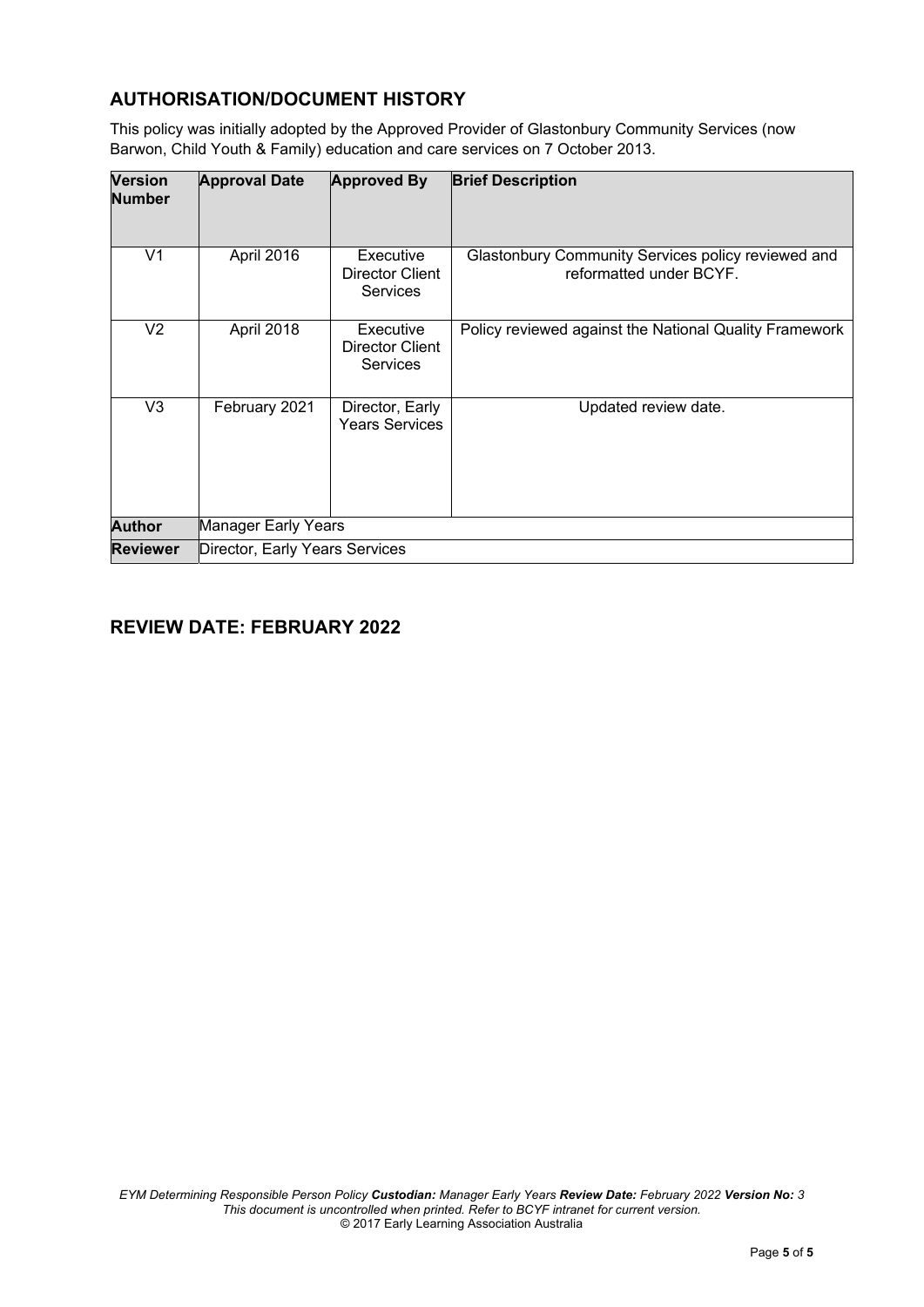## AUTHORISATION/DOCUMENT HISTORY

This policy was initially adopted by the Approved Provider of Glastonbury Community Services (now Barwon, Child Youth & Family) education and care services on 7 October 2013.

| Version Number | Approval Date | Approved By | Brief Description |
|---|---|---|---|
| V1 | April 2016 | Executive Director Client Services | Glastonbury Community Services policy reviewed and reformatted under BCYF. |
| V2 | April 2018 | Executive Director Client Services | Policy reviewed against the National Quality Framework |
| V3 | February 2021 | Director, Early Years Services | Updated review date. |
| **Author** | Manager Early Years | | |
| **Reviewer** | Director, Early Years Services | | |

## REVIEW DATE: FEBRUARY 2022

*EYM Determining Responsible Person Policy **Custodian:** Manager Early Years **Review Date:** February 2022 **Version No:** 3*
*This document is uncontrolled when printed. Refer to BCYF intranet for current version.*
© 2017 Early Learning Association Australia